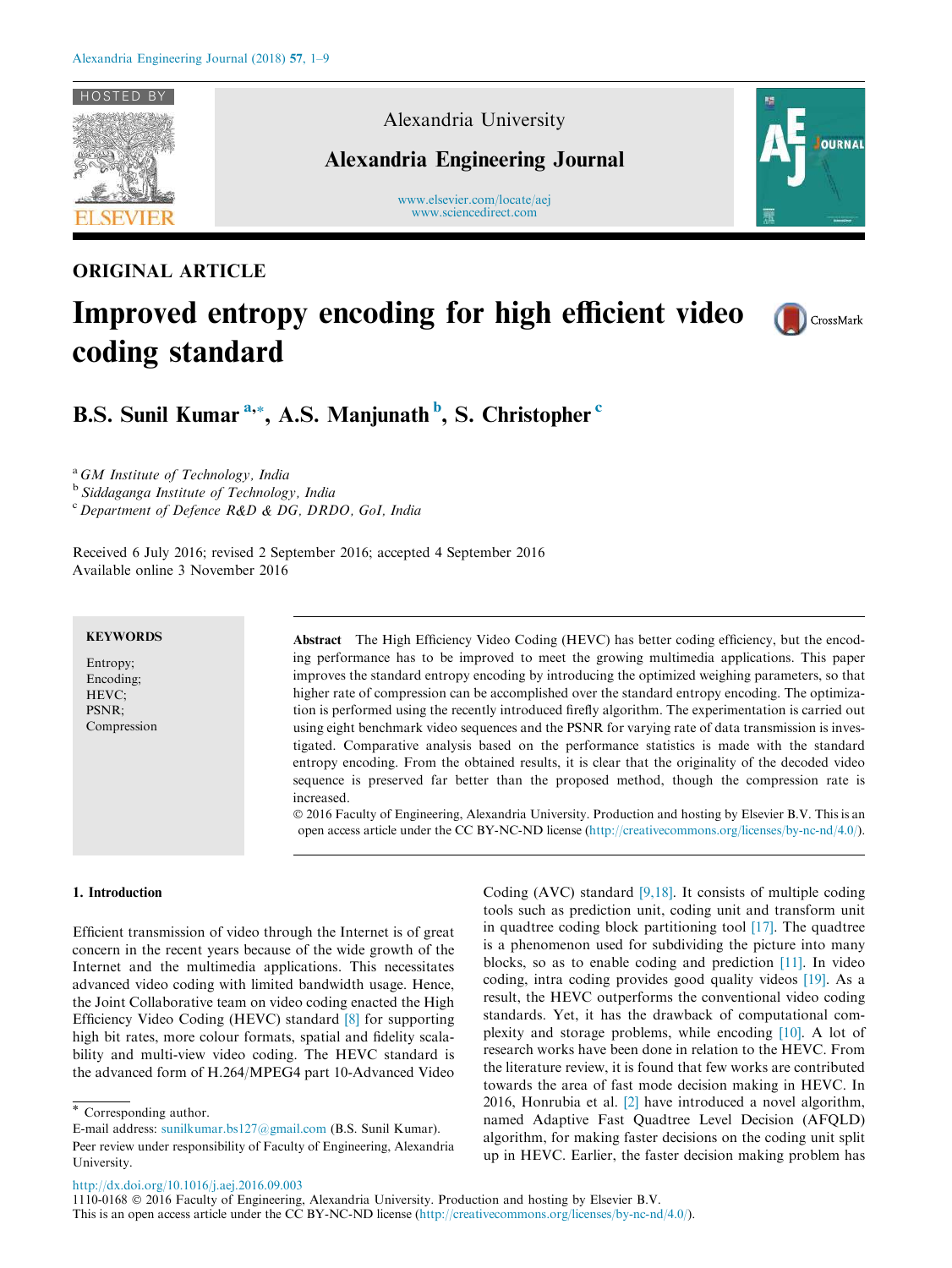Alexandria University

Alexandria Engineering Journal

www.elsevier.com/locate/aej
www.sciencedirect.com

ORIGINAL ARTICLE

# Improved entropy encoding for high efficient video coding standard

**B.S. Sunil Kumar [a,*], A.S. Manjunath [b], S. Christopher [c]**

[a] *GM Institute of Technology, India*
[b] *Siddaganga Institute of Technology, India*
[c] *Department of Defence R&D & DG, DRDO, GoI, India*

Received 6 July 2016; revised 2 September 2016; accepted 4 September 2016
Available online 3 November 2016

**KEYWORDS**

Entropy;
Encoding;
HEVC;
PSNR;
Compression

**Abstract** The High Efficiency Video Coding (HEVC) has better coding efficiency, but the encoding performance has to be improved to meet the growing multimedia applications. This paper improves the standard entropy encoding by introducing the optimized weighing parameters, so that higher rate of compression can be accomplished over the standard entropy encoding. The optimization is performed using the recently introduced firefly algorithm. The experimentation is carried out using eight benchmark video sequences and the PSNR for varying rate of data transmission is investigated. Comparative analysis based on the performance statistics is made with the standard entropy encoding. From the obtained results, it is clear that the originality of the decoded video sequence is preserved far better than the proposed method, though the compression rate is increased.

© 2016 Faculty of Engineering, Alexandria University. Production and hosting by Elsevier B.V. This is an open access article under the CC BY-NC-ND license (http://creativecommons.org/licenses/by-nc-nd/4.0/).

## 1. Introduction

Efficient transmission of video through the Internet is of great concern in the recent years because of the wide growth of the Internet and the multimedia applications. This necessitates advanced video coding with limited bandwidth usage. Hence, the Joint Collaborative team on video coding enacted the High Efficiency Video Coding (HEVC) standard [8] for supporting high bit rates, more colour formats, spatial and fidelity scalability and multi-view video coding. The HEVC standard is the advanced form of H.264/MPEG4 part 10-Advanced Video Coding (AVC) standard [9,18]. It consists of multiple coding tools such as prediction unit, coding unit and transform unit in quadtree coding block partitioning tool [17]. The quadtree is a phenomenon used for subdividing the picture into many blocks, so as to enable coding and prediction [11]. In video coding, intra coding provides good quality videos [19]. As a result, the HEVC outperforms the conventional video coding standards. Yet, it has the drawback of computational complexity and storage problems, while encoding [10]. A lot of research works have been done in relation to the HEVC. From the literature review, it is found that few works are contributed towards the area of fast mode decision making in HEVC. In 2016, Honrubia et al. [2] have introduced a novel algorithm, named Adaptive Fast Quadtree Level Decision (AFQLD) algorithm, for making faster decisions on the coding unit split up in HEVC. Earlier, the faster decision making problem has

\* Corresponding author.
E-mail address: sunilkumar.bs127@gmail.com (B.S. Sunil Kumar).
Peer review under responsibility of Faculty of Engineering, Alexandria University.

http://dx.doi.org/10.1016/j.aej.2016.09.003
1110-0168 © 2016 Faculty of Engineering, Alexandria University. Production and hosting by Elsevier B.V.
This is an open access article under the CC BY-NC-ND license (http://creativecommons.org/licenses/by-nc-nd/4.0/).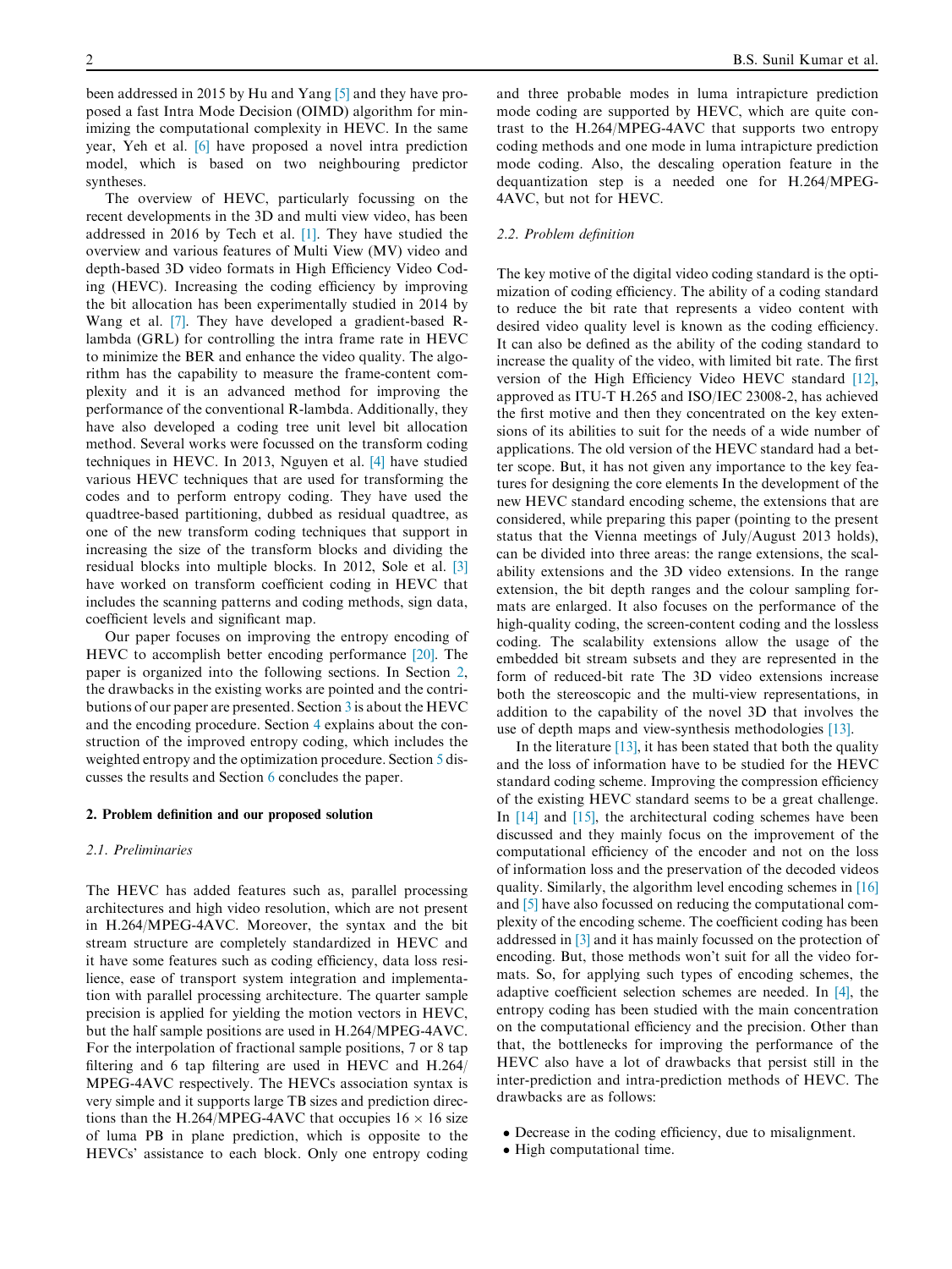been addressed in 2015 by Hu and Yang [5] and they have proposed a fast Intra Mode Decision (OIMD) algorithm for minimizing the computational complexity in HEVC. In the same year, Yeh et al. [6] have proposed a novel intra prediction model, which is based on two neighbouring predictor syntheses.

The overview of HEVC, particularly focussing on the recent developments in the 3D and multi view video, has been addressed in 2016 by Tech et al. [1]. They have studied the overview and various features of Multi View (MV) video and depth-based 3D video formats in High Efficiency Video Coding (HEVC). Increasing the coding efficiency by improving the bit allocation has been experimentally studied in 2014 by Wang et al. [7]. They have developed a gradient-based R-lambda (GRL) for controlling the intra frame rate in HEVC to minimize the BER and enhance the video quality. The algorithm has the capability to measure the frame-content complexity and it is an advanced method for improving the performance of the conventional R-lambda. Additionally, they have also developed a coding tree unit level bit allocation method. Several works were focussed on the transform coding techniques in HEVC. In 2013, Nguyen et al. [4] have studied various HEVC techniques that are used for transforming the codes and to perform entropy coding. They have used the quadtree-based partitioning, dubbed as residual quadtree, as one of the new transform coding techniques that support in increasing the size of the transform blocks and dividing the residual blocks into multiple blocks. In 2012, Sole et al. [3] have worked on transform coefficient coding in HEVC that includes the scanning patterns and coding methods, sign data, coefficient levels and significant map.

Our paper focuses on improving the entropy encoding of HEVC to accomplish better encoding performance [20]. The paper is organized into the following sections. In Section 2, the drawbacks in the existing works are pointed and the contributions of our paper are presented. Section 3 is about the HEVC and the encoding procedure. Section 4 explains about the construction of the improved entropy coding, which includes the weighted entropy and the optimization procedure. Section 5 discusses the results and Section 6 concludes the paper.

## 2. Problem definition and our proposed solution

### 2.1. Preliminaries

The HEVC has added features such as, parallel processing architectures and high video resolution, which are not present in H.264/MPEG-4AVC. Moreover, the syntax and the bit stream structure are completely standardized in HEVC and it have some features such as coding efficiency, data loss resilience, ease of transport system integration and implementation with parallel processing architecture. The quarter sample precision is applied for yielding the motion vectors in HEVC, but the half sample positions are used in H.264/MPEG-4AVC. For the interpolation of fractional sample positions, 7 or 8 tap filtering and 6 tap filtering are used in HEVC and H.264/MPEG-4AVC respectively. The HEVCs association syntax is very simple and it supports large TB sizes and prediction directions than the H.264/MPEG-4AVC that occupies $16 \times 16$ size of luma PB in plane prediction, which is opposite to the HEVCs' assistance to each block. Only one entropy coding and three probable modes in luma intrapicture prediction mode coding are supported by HEVC, which are quite contrast to the H.264/MPEG-4AVC that supports two entropy coding methods and one mode in luma intrapicture prediction mode coding. Also, the descaling operation feature in the dequantization step is a needed one for H.264/MPEG-4AVC, but not for HEVC.

### 2.2. Problem definition

The key motive of the digital video coding standard is the optimization of coding efficiency. The ability of a coding standard to reduce the bit rate that represents a video content with desired video quality level is known as the coding efficiency. It can also be defined as the ability of the coding standard to increase the quality of the video, with limited bit rate. The first version of the High Efficiency Video HEVC standard [12], approved as ITU-T H.265 and ISO/IEC 23008-2, has achieved the first motive and then they concentrated on the key extensions of its abilities to suit for the needs of a wide number of applications. The old version of the HEVC standard had a better scope. But, it has not given any importance to the key features for designing the core elements In the development of the new HEVC standard encoding scheme, the extensions that are considered, while preparing this paper (pointing to the present status that the Vienna meetings of July/August 2013 holds), can be divided into three areas: the range extensions, the scalability extensions and the 3D video extensions. In the range extension, the bit depth ranges and the colour sampling formats are enlarged. It also focuses on the performance of the high-quality coding, the screen-content coding and the lossless coding. The scalability extensions allow the usage of the embedded bit stream subsets and they are represented in the form of reduced-bit rate The 3D video extensions increase both the stereoscopic and the multi-view representations, in addition to the capability of the novel 3D that involves the use of depth maps and view-synthesis methodologies [13].

In the literature [13], it has been stated that both the quality and the loss of information have to be studied for the HEVC standard coding scheme. Improving the compression efficiency of the existing HEVC standard seems to be a great challenge. In [14] and [15], the architectural coding schemes have been discussed and they mainly focus on the improvement of the computational efficiency of the encoder and not on the loss of information loss and the preservation of the decoded videos quality. Similarly, the algorithm level encoding schemes in [16] and [5] have also focussed on reducing the computational complexity of the encoding scheme. The coefficient coding has been addressed in [3] and it has mainly focussed on the protection of encoding. But, those methods won't suit for all the video formats. So, for applying such types of encoding schemes, the adaptive coefficient selection schemes are needed. In [4], the entropy coding has been studied with the main concentration on the computational efficiency and the precision. Other than that, the bottlenecks for improving the performance of the HEVC also have a lot of drawbacks that persist still in the inter-prediction and intra-prediction methods of HEVC. The drawbacks are as follows:

- Decrease in the coding efficiency, due to misalignment.
- High computational time.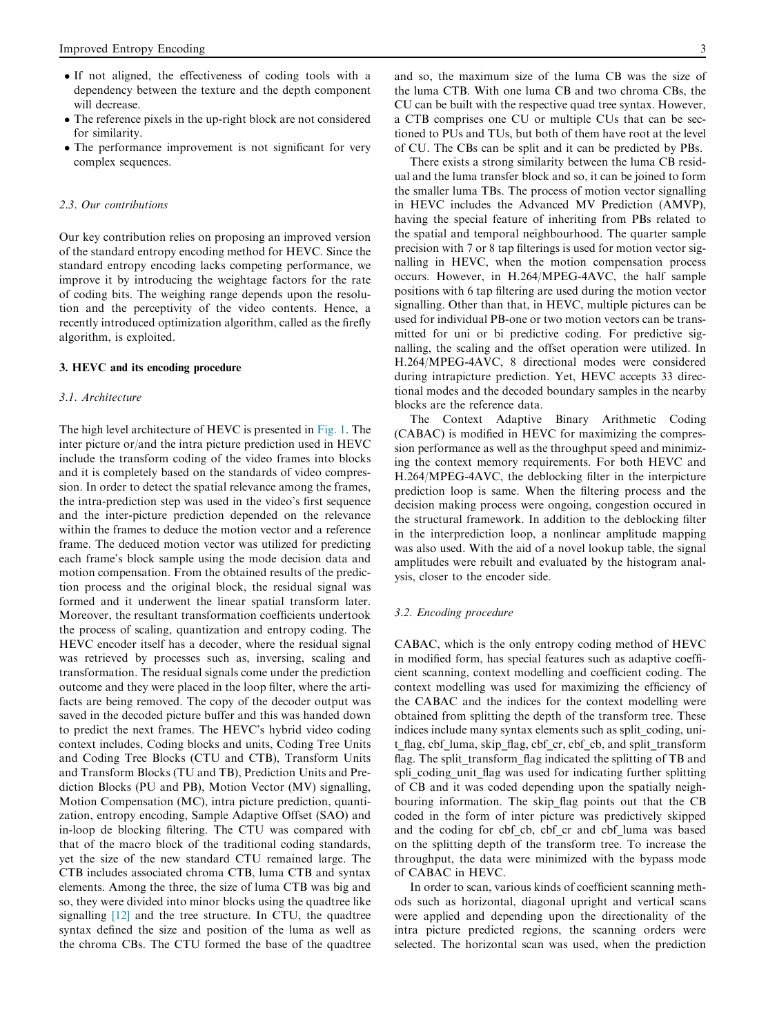- If not aligned, the effectiveness of coding tools with a dependency between the texture and the depth component will decrease.
- The reference pixels in the up-right block are not considered for similarity.
- The performance improvement is not significant for very complex sequences.

### *2.3. Our contributions*

Our key contribution relies on proposing an improved version of the standard entropy encoding method for HEVC. Since the standard entropy encoding lacks competing performance, we improve it by introducing the weightage factors for the rate of coding bits. The weighing range depends upon the resolution and the perceptivity of the video contents. Hence, a recently introduced optimization algorithm, called as the firefly algorithm, is exploited.

## 3. HEVC and its encoding procedure

### *3.1. Architecture*

The high level architecture of HEVC is presented in Fig. 1. The inter picture or/and the intra picture prediction used in HEVC include the transform coding of the video frames into blocks and it is completely based on the standards of video compression. In order to detect the spatial relevance among the frames, the intra-prediction step was used in the video's first sequence and the inter-picture prediction depended on the relevance within the frames to deduce the motion vector and a reference frame. The deduced motion vector was utilized for predicting each frame's block sample using the mode decision data and motion compensation. From the obtained results of the prediction process and the original block, the residual signal was formed and it underwent the linear spatial transform later. Moreover, the resultant transformation coefficients undertook the process of scaling, quantization and entropy coding. The HEVC encoder itself has a decoder, where the residual signal was retrieved by processes such as, inversing, scaling and transformation. The residual signals come under the prediction outcome and they were placed in the loop filter, where the artifacts are being removed. The copy of the decoder output was saved in the decoded picture buffer and this was handed down to predict the next frames. The HEVC's hybrid video coding context includes, Coding blocks and units, Coding Tree Units and Coding Tree Blocks (CTU and CTB), Transform Units and Transform Blocks (TU and TB), Prediction Units and Prediction Blocks (PU and PB), Motion Vector (MV) signalling, Motion Compensation (MC), intra picture prediction, quantization, entropy encoding, Sample Adaptive Offset (SAO) and in-loop de blocking filtering. The CTU was compared with that of the macro block of the traditional coding standards, yet the size of the new standard CTU remained large. The CTB includes associated chroma CTB, luma CTB and syntax elements. Among the three, the size of luma CTB was big and so, they were divided into minor blocks using the quadtree like signalling [12] and the tree structure. In CTU, the quadtree syntax defined the size and position of the luma as well as the chroma CBs. The CTU formed the base of the quadtree and so, the maximum size of the luma CB was the size of the luma CTB. With one luma CB and two chroma CBs, the CU can be built with the respective quad tree syntax. However, a CTB comprises one CU or multiple CUs that can be sectioned to PUs and TUs, but both of them have root at the level of CU. The CBs can be split and it can be predicted by PBs.

There exists a strong similarity between the luma CB residual and the luma transfer block and so, it can be joined to form the smaller luma TBs. The process of motion vector signalling in HEVC includes the Advanced MV Prediction (AMVP), having the spatial feature of inheriting from PBs related to the spatial and temporal neighbourhood. The quarter sample precision with 7 or 8 tap filterings is used for motion vector signalling in HEVC, when the motion compensation process occurs. However, in H.264/MPEG-4AVC, the half sample positions with 6 tap filtering are used during the motion vector signalling. Other than that, in HEVC, multiple pictures can be used for individual PB-one or two motion vectors can be transmitted for uni or bi predictive coding. For predictive signalling, the scaling and the offset operation were utilized. In H.264/MPEG-4AVC, 8 directional modes were considered during intrapicture prediction. Yet, HEVC accepts 33 directional modes and the decoded boundary samples in the nearby blocks are the reference data.

The Context Adaptive Binary Arithmetic Coding (CABAC) is modified in HEVC for maximizing the compression performance as well as the throughput speed and minimizing the context memory requirements. For both HEVC and H.264/MPEG-4AVC, the deblocking filter in the interpicture prediction loop is same. When the filtering process and the decision making process were ongoing, congestion occured in the structural framework. In addition to the deblocking filter in the interprediction loop, a nonlinear amplitude mapping was also used. With the aid of a novel lookup table, the signal amplitudes were rebuilt and evaluated by the histogram analysis, closer to the encoder side.

### *3.2. Encoding procedure*

CABAC, which is the only entropy coding method of HEVC in modified form, has special features such as adaptive coefficient scanning, context modelling and coefficient coding. The context modelling was used for maximizing the efficiency of the CABAC and the indices for the context modelling were obtained from splitting the depth of the transform tree. These indices include many syntax elements such as split_coding, unit_flag, cbf_luma, skip_flag, cbf_cr, cbf_cb, and split_transform flag. The split_transform_flag indicated the splitting of TB and spli_coding_unit_flag was used for indicating further splitting of CB and it was coded depending upon the spatially neighbouring information. The skip_flag points out that the CB coded in the form of inter picture was predictively skipped and the coding for cbf_cb, cbf_cr and cbf_luma was based on the splitting depth of the transform tree. To increase the throughput, the data were minimized with the bypass mode of CABAC in HEVC.

In order to scan, various kinds of coefficient scanning methods such as horizontal, diagonal upright and vertical scans were applied and depending upon the directionality of the intra picture predicted regions, the scanning orders were selected. The horizontal scan was used, when the prediction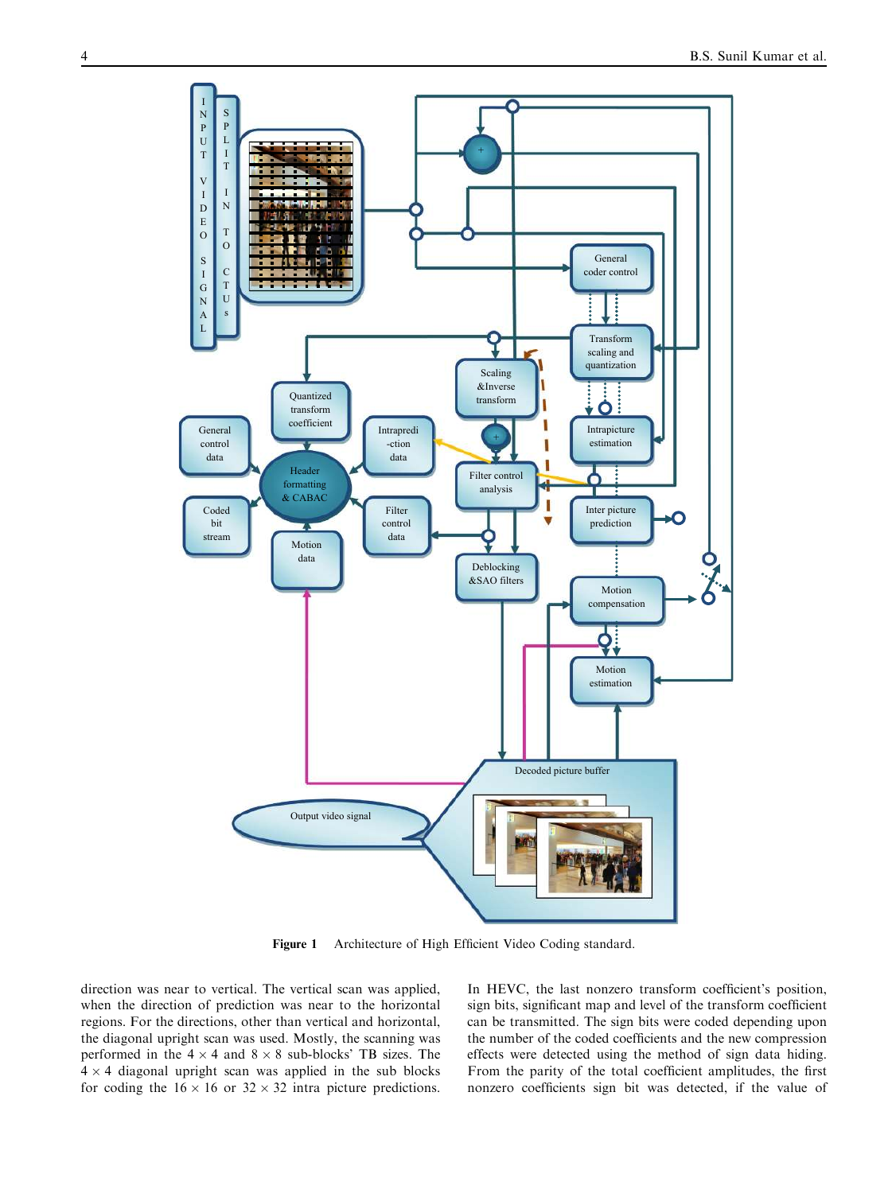Figure 1 Architecture of High Efficient Video Coding standard.

direction was near to vertical. The vertical scan was applied, when the direction of prediction was near to the horizontal regions. For the directions, other than vertical and horizontal, the diagonal upright scan was used. Mostly, the scanning was performed in the $4 \times 4$ and $8 \times 8$ sub-blocks' TB sizes. The $4 \times 4$ diagonal upright scan was applied in the sub blocks for coding the $16 \times 16$ or $32 \times 32$ intra picture predictions.

In HEVC, the last nonzero transform coefficient's position, sign bits, significant map and level of the transform coefficient can be transmitted. The sign bits were coded depending upon the number of the coded coefficients and the new compression effects were detected using the method of sign data hiding. From the parity of the total coefficient amplitudes, the first nonzero coefficients sign bit was detected, if the value of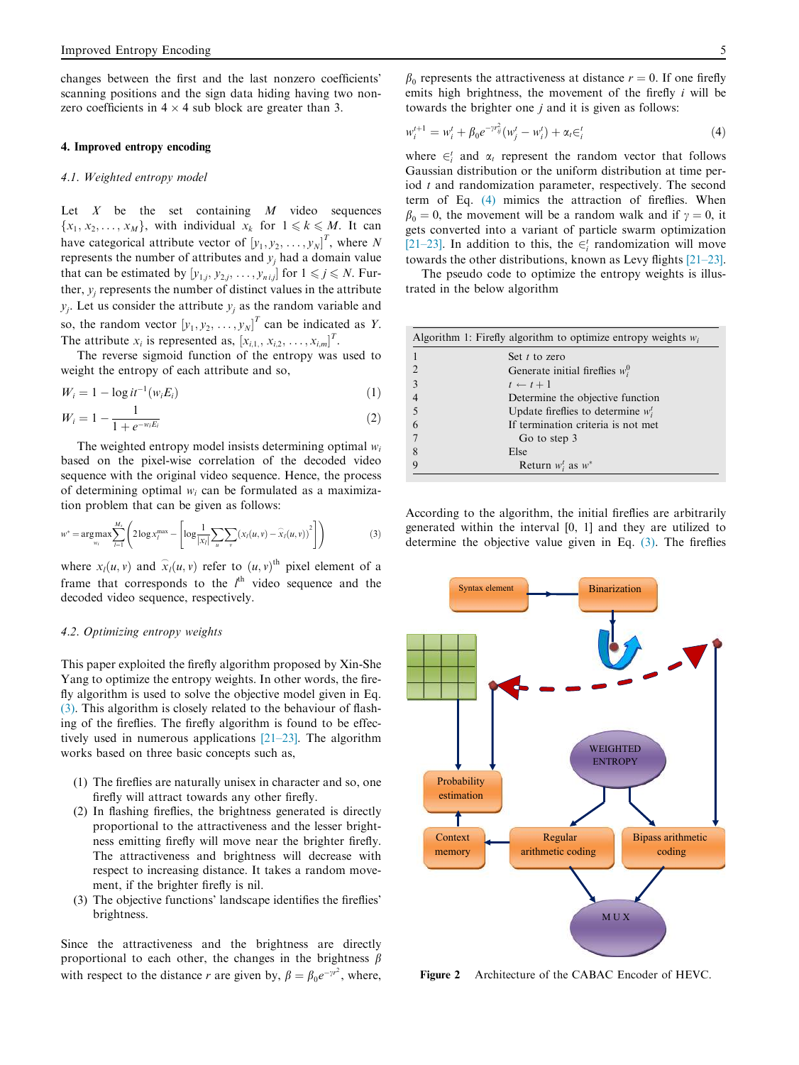changes between the first and the last nonzero coefficients' scanning positions and the sign data hiding having two nonzero coefficients in $4 \times 4$ sub block are greater than 3.

## 4. Improved entropy encoding

### 4.1. Weighted entropy model

Let $X$ be the set containing $M$ video sequences $\{x_1, x_2, \ldots, x_M\}$, with individual $x_k$ for $1 \leqslant k \leqslant M$. It can have categorical attribute vector of $[y_1, y_2, \ldots, y_N]^T$, where $N$ represents the number of attributes and $y_j$ had a domain value that can be estimated by $[y_{1,j}, y_{2,j}, \ldots, y_{ni,j}]$ for $1 \leqslant j \leqslant N$. Further, $y_j$ represents the number of distinct values in the attribute $y_j$. Let us consider the attribute $y_j$ as the random variable and so, the random vector $[y_1, y_2, \ldots, y_N]^T$ can be indicated as $Y$. The attribute $x_i$ is represented as, $[x_{i,1}, x_{i,2}, \ldots, x_{i,m}]^T$.

The reverse sigmoid function of the entropy was used to weight the entropy of each attribute and so,

$$W_i = 1 - \log it^{-1}(w_i E_i) \tag{1}$$

$$W_i = 1 - \frac{1}{1 + e^{-w_i E_i}} \tag{2}$$

The weighted entropy model insists determining optimal $w_i$ based on the pixel-wise correlation of the decoded video sequence with the original video sequence. Hence, the process of determining optimal $w_i$ can be formulated as a maximization problem that can be given as follows:

$$w^* = \arg\max_{w_i} \sum_{l=1}^{M_x} \left( 2\log x_l^{\max} - \left[ \log \frac{1}{|x_l|} \sum_u \sum_v \left( x_l(u,v) - \widehat{x}_l(u,v) \right)^2 \right] \right) \tag{3}$$

where $x_l(u,v)$ and $\widehat{x}_l(u,v)$ refer to $(u,v)^{\text{th}}$ pixel element of a frame that corresponds to the $l^{\text{th}}$ video sequence and the decoded video sequence, respectively.

### 4.2. Optimizing entropy weights

This paper exploited the firefly algorithm proposed by Xin-She Yang to optimize the entropy weights. In other words, the firefly algorithm is used to solve the objective model given in Eq. (3). This algorithm is closely related to the behaviour of flashing of the fireflies. The firefly algorithm is found to be effectively used in numerous applications [21–23]. The algorithm works based on three basic concepts such as,

1. The fireflies are naturally unisex in character and so, one firefly will attract towards any other firefly.
2. In flashing fireflies, the brightness generated is directly proportional to the attractiveness and the lesser brightness emitting firefly will move near the brighter firefly. The attractiveness and brightness will decrease with respect to increasing distance. It takes a random movement, if the brighter firefly is nil.
3. The objective functions' landscape identifies the fireflies' brightness.

Since the attractiveness and the brightness are directly proportional to each other, the changes in the brightness $\beta$ with respect to the distance $r$ are given by, $\beta = \beta_0 e^{-\gamma r^2}$, where, $\beta_0$ represents the attractiveness at distance $r = 0$. If one firefly emits high brightness, the movement of the firefly $i$ will be towards the brighter one $j$ and it is given as follows:

$$w_i^{t+1} = w_i^t + \beta_0 e^{-\gamma r_{ij}^2}(w_j^t - w_i^t) + \alpha_t \epsilon_i^t \tag{4}$$

where $\epsilon_i^t$ and $\alpha_t$ represent the random vector that follows Gaussian distribution or the uniform distribution at time period $t$ and randomization parameter, respectively. The second term of Eq. (4) mimics the attraction of fireflies. When $\beta_0 = 0$, the movement will be a random walk and if $\gamma = 0$, it gets converted into a variant of particle swarm optimization [21–23]. In addition to this, the $\epsilon_i^t$ randomization will move towards the other distributions, known as Levy flights [21–23].

The pseudo code to optimize the entropy weights is illustrated in the below algorithm

| Algorithm 1: Firefly algorithm to optimize entropy weights $w_i$ | |
|---|---|
| 1 | Set $t$ to zero |
| 2 | Generate initial fireflies $w_i^0$ |
| 3 | $t \leftarrow t + 1$ |
| 4 | Determine the objective function |
| 5 | Update fireflies to determine $w_i^t$ |
| 6 | If termination criteria is not met |
| 7 | Go to step 3 |
| 8 | Else |
| 9 | Return $w_i^t$ as $w^*$ |

According to the algorithm, the initial fireflies are arbitrarily generated within the interval [0, 1] and they are utilized to determine the objective value given in Eq. (3). The fireflies

Syntax element
Binarization
WEIGHTED ENTROPY
Probability estimation
Context memory
Regular arithmetic coding
Bipass arithmetic coding
M U X

**Figure 2** Architecture of the CABAC Encoder of HEVC.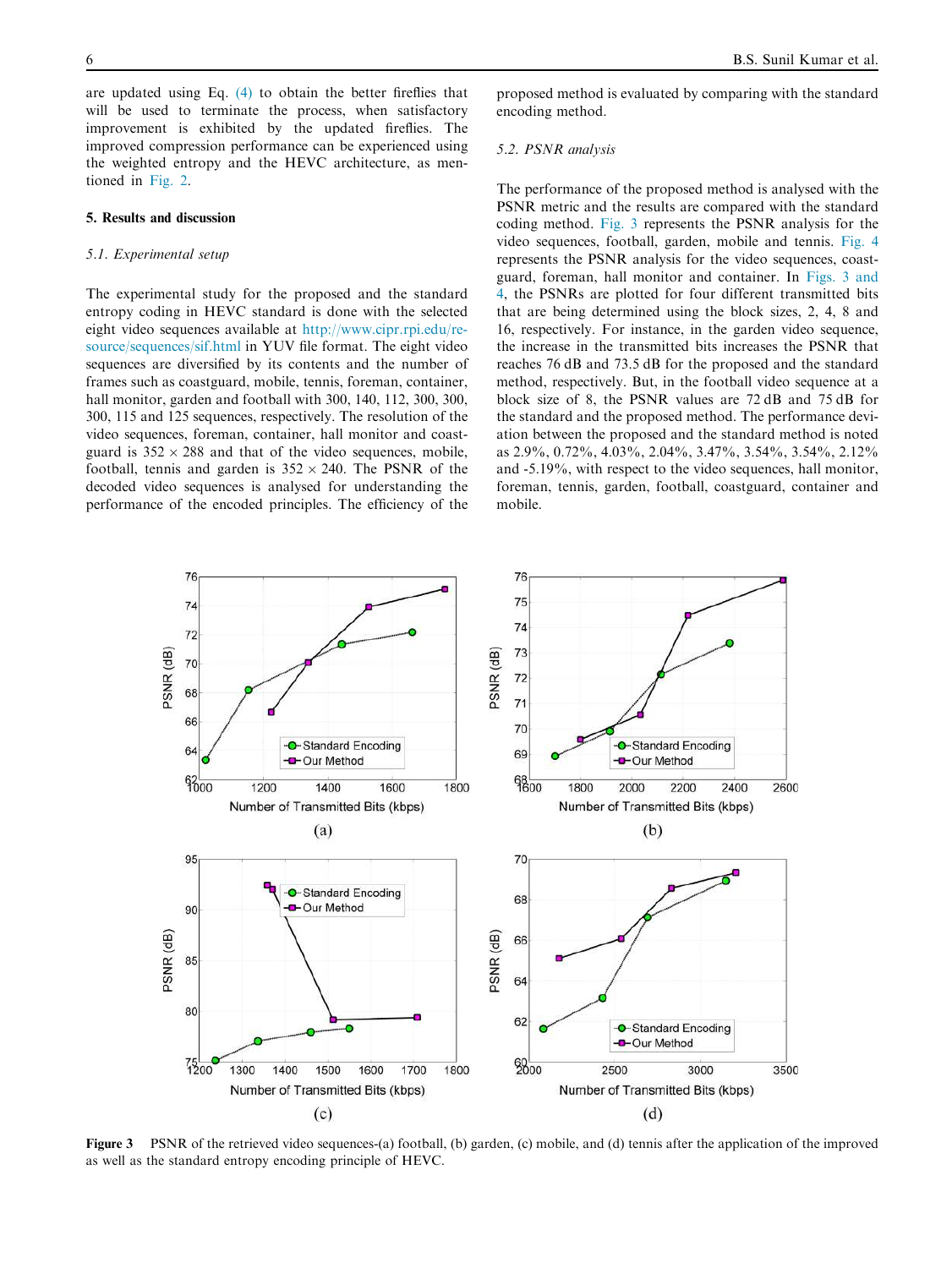are updated using Eq. (4) to obtain the better fireflies that will be used to terminate the process, when satisfactory improvement is exhibited by the updated fireflies. The improved compression performance can be experienced using the weighted entropy and the HEVC architecture, as mentioned in Fig. 2.

## 5. Results and discussion

### 5.1. Experimental setup

The experimental study for the proposed and the standard entropy coding in HEVC standard is done with the selected eight video sequences available at http://www.cipr.rpi.edu/resource/sequences/sif.html in YUV file format. The eight video sequences are diversified by its contents and the number of frames such as coastguard, mobile, tennis, foreman, container, hall monitor, garden and football with 300, 140, 112, 300, 300, 300, 115 and 125 sequences, respectively. The resolution of the video sequences, foreman, container, hall monitor and coastguard is $352 \times 288$ and that of the video sequences, mobile, football, tennis and garden is $352 \times 240$. The PSNR of the decoded video sequences is analysed for understanding the performance of the encoded principles. The efficiency of the proposed method is evaluated by comparing with the standard encoding method.

### 5.2. PSNR analysis

The performance of the proposed method is analysed with the PSNR metric and the results are compared with the standard coding method. Fig. 3 represents the PSNR analysis for the video sequences, football, garden, mobile and tennis. Fig. 4 represents the PSNR analysis for the video sequences, coastguard, foreman, hall monitor and container. In Figs. 3 and 4, the PSNRs are plotted for four different transmitted bits that are being determined using the block sizes, 2, 4, 8 and 16, respectively. For instance, in the garden video sequence, the increase in the transmitted bits increases the PSNR that reaches 76 dB and 73.5 dB for the proposed and the standard method, respectively. But, in the football video sequence at a block size of 8, the PSNR values are 72 dB and 75 dB for the standard and the proposed method. The performance deviation between the proposed and the standard method is noted as 2.9%, 0.72%, 4.03%, 2.04%, 3.47%, 3.54%, 3.54%, 2.12% and -5.19%, with respect to the video sequences, hall monitor, foreman, tennis, garden, football, coastguard, container and mobile.

(a)
PSNR (dB)
76
74
72
70
68
66
64
62
1000 1200 1400 1600 1800
Number of Transmitted Bits (kbps)
Standard Encoding
Our Method

(b)
PSNR (dB)
76
75
74
73
72
71
70
69
68
1600 1800 2000 2200 2400 2600
Number of Transmitted Bits (kbps)
Standard Encoding
Our Method

(c)
PSNR (dB)
95
90
85
80
75
1200 1300 1400 1500 1600 1700 1800
Number of Transmitted Bits (kbps)
Standard Encoding
Our Method

(d)
PSNR (dB)
70
68
66
64
62
60
2000 2500 3000 3500
Number of Transmitted Bits (kbps)
Standard Encoding
Our Method

**Figure 3** PSNR of the retrieved video sequences-(a) football, (b) garden, (c) mobile, and (d) tennis after the application of the improved as well as the standard entropy encoding principle of HEVC.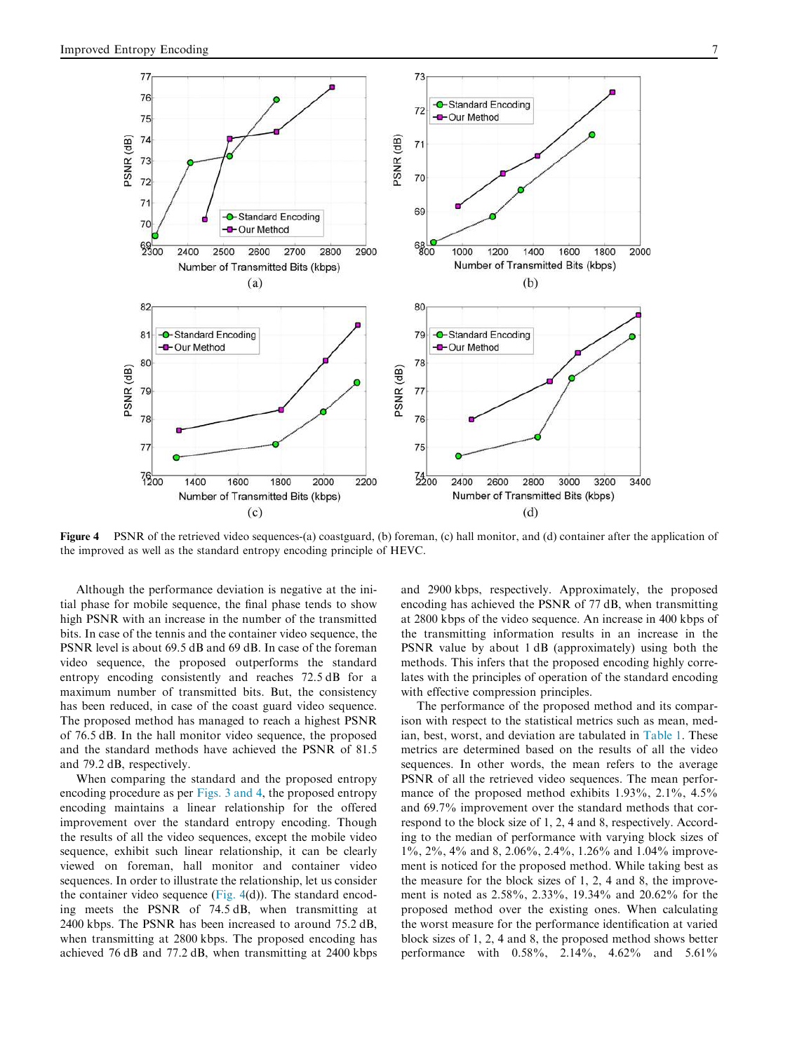77
76
75
74
73
72
71
70
69
2300 2400 2500 2600 2700 2800 2900
PSNR (dB)
Number of Transmitted Bits (kbps)
Standard Encoding
Our Method
(a)

73
72
71
70
69
68
800 1000 1200 1400 1600 1800 2000
PSNR (dB)
Number of Transmitted Bits (kbps)
Standard Encoding
Our Method
(b)

82
81
80
79
78
77
76
1200 1400 1600 1800 2000 2200
PSNR (dB)
Number of Transmitted Bits (kbps)
Standard Encoding
Our Method
(c)

80
79
78
77
76
75
74
2200 2400 2600 2800 3000 3200 3400
PSNR (dB)
Number of Transmitted Bits (kbps)
Standard Encoding
Our Method
(d)

**Figure 4** PSNR of the retrieved video sequences-(a) coastguard, (b) foreman, (c) hall monitor, and (d) container after the application of the improved as well as the standard entropy encoding principle of HEVC.

Although the performance deviation is negative at the initial phase for mobile sequence, the final phase tends to show high PSNR with an increase in the number of the transmitted bits. In case of the tennis and the container video sequence, the PSNR level is about 69.5 dB and 69 dB. In case of the foreman video sequence, the proposed outperforms the standard entropy encoding consistently and reaches 72.5 dB for a maximum number of transmitted bits. But, the consistency has been reduced, in case of the coast guard video sequence. The proposed method has managed to reach a highest PSNR of 76.5 dB. In the hall monitor video sequence, the proposed and the standard methods have achieved the PSNR of 81.5 and 79.2 dB, respectively.

When comparing the standard and the proposed entropy encoding procedure as per Figs. 3 and 4, the proposed entropy encoding maintains a linear relationship for the offered improvement over the standard entropy encoding. Though the results of all the video sequences, except the mobile video sequence, exhibit such linear relationship, it can be clearly viewed on foreman, hall monitor and container video sequences. In order to illustrate the relationship, let us consider the container video sequence (Fig. 4(d)). The standard encoding meets the PSNR of 74.5 dB, when transmitting at 2400 kbps. The PSNR has been increased to around 75.2 dB, when transmitting at 2800 kbps. The proposed encoding has achieved 76 dB and 77.2 dB, when transmitting at 2400 kbps and 2900 kbps, respectively. Approximately, the proposed encoding has achieved the PSNR of 77 dB, when transmitting at 2800 kbps of the video sequence. An increase in 400 kbps of the transmitting information results in an increase in the PSNR value by about 1 dB (approximately) using both the methods. This infers that the proposed encoding highly correlates with the principles of operation of the standard encoding with effective compression principles.

The performance of the proposed method and its comparison with respect to the statistical metrics such as mean, median, best, worst, and deviation are tabulated in Table 1. These metrics are determined based on the results of all the video sequences. In other words, the mean refers to the average PSNR of all the retrieved video sequences. The mean performance of the proposed method exhibits 1.93%, 2.1%, 4.5% and 69.7% improvement over the standard methods that correspond to the block size of 1, 2, 4 and 8, respectively. According to the median of performance with varying block sizes of 1%, 2%, 4% and 8, 2.06%, 2.4%, 1.26% and 1.04% improvement is noticed for the proposed method. While taking best as the measure for the block sizes of 1, 2, 4 and 8, the improvement is noted as 2.58%, 2.33%, 19.34% and 20.62% for the proposed method over the existing ones. When calculating the worst measure for the performance identification at varied block sizes of 1, 2, 4 and 8, the proposed method shows better performance with 0.58%, 2.14%, 4.62% and 5.61%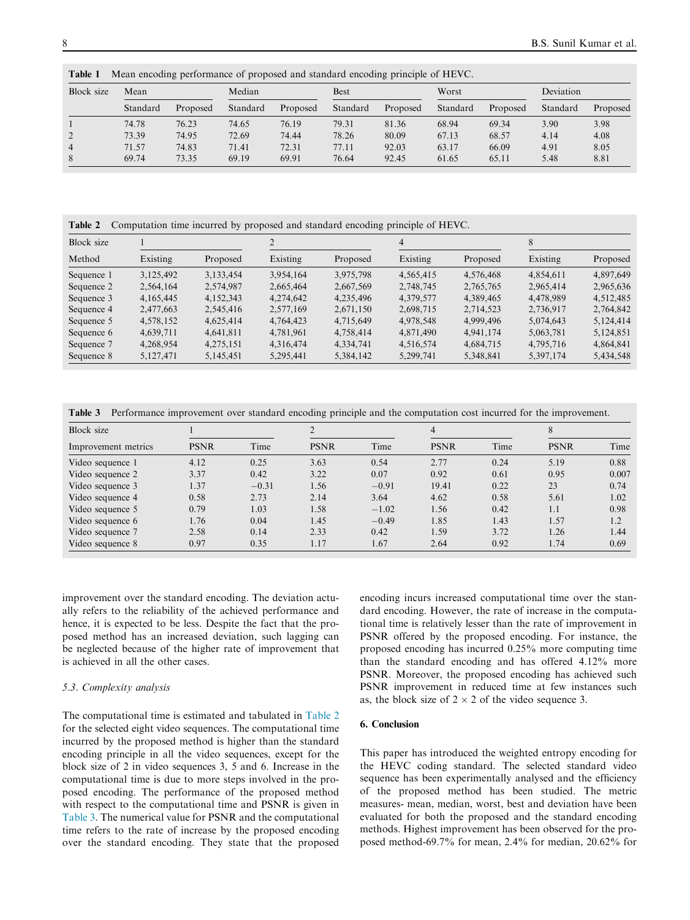**Table 1** Mean encoding performance of proposed and standard encoding principle of HEVC.

| Block size | Mean | | Median | | Best | | Worst | | Deviation | |
|---|---|---|---|---|---|---|---|---|---|---|
| | Standard | Proposed | Standard | Proposed | Standard | Proposed | Standard | Proposed | Standard | Proposed |
| 1 | 74.78 | 76.23 | 74.65 | 76.19 | 79.31 | 81.36 | 68.94 | 69.34 | 3.90 | 3.98 |
| 2 | 73.39 | 74.95 | 72.69 | 74.44 | 78.26 | 80.09 | 67.13 | 68.57 | 4.14 | 4.08 |
| 4 | 71.57 | 74.83 | 71.41 | 72.31 | 77.11 | 92.03 | 63.17 | 66.09 | 4.91 | 8.05 |
| 8 | 69.74 | 73.35 | 69.19 | 69.91 | 76.64 | 92.45 | 61.65 | 65.11 | 5.48 | 8.81 |

**Table 2** Computation time incurred by proposed and standard encoding principle of HEVC.

| Block size | 1 | | 2 | | 4 | | 8 | |
|---|---|---|---|---|---|---|---|---|
| Method | Existing | Proposed | Existing | Proposed | Existing | Proposed | Existing | Proposed |
| Sequence 1 | 3,125,492 | 3,133,454 | 3,954,164 | 3,975,798 | 4,565,415 | 4,576,468 | 4,854,611 | 4,897,649 |
| Sequence 2 | 2,564,164 | 2,574,987 | 2,665,464 | 2,667,569 | 2,748,745 | 2,765,765 | 2,965,414 | 2,965,636 |
| Sequence 3 | 4,165,445 | 4,152,343 | 4,274,642 | 4,235,496 | 4,379,577 | 4,389,465 | 4,478,989 | 4,512,485 |
| Sequence 4 | 2,477,663 | 2,545,416 | 2,577,169 | 2,671,150 | 2,698,715 | 2,714,523 | 2,736,917 | 2,764,842 |
| Sequence 5 | 4,578,152 | 4,625,414 | 4,764,423 | 4,715,649 | 4,978,548 | 4,999,496 | 5,074,643 | 5,124,414 |
| Sequence 6 | 4,639,711 | 4,641,811 | 4,781,961 | 4,758,414 | 4,871,490 | 4,941,174 | 5,063,781 | 5,124,851 |
| Sequence 7 | 4,268,954 | 4,275,151 | 4,316,474 | 4,334,741 | 4,516,574 | 4,684,715 | 4,795,716 | 4,864,841 |
| Sequence 8 | 5,127,471 | 5,145,451 | 5,295,441 | 5,384,142 | 5,299,741 | 5,348,841 | 5,397,174 | 5,434,548 |

**Table 3** Performance improvement over standard encoding principle and the computation cost incurred for the improvement.

| Block size | 1 | | 2 | | 4 | | 8 | |
|---|---|---|---|---|---|---|---|---|
| Improvement metrics | PSNR | Time | PSNR | Time | PSNR | Time | PSNR | Time |
| Video sequence 1 | 4.12 | 0.25 | 3.63 | 0.54 | 2.77 | 0.24 | 5.19 | 0.88 |
| Video sequence 2 | 3.37 | 0.42 | 3.22 | 0.07 | 0.92 | 0.61 | 0.95 | 0.007 |
| Video sequence 3 | 1.37 | −0.31 | 1.56 | −0.91 | 19.41 | 0.22 | 23 | 0.74 |
| Video sequence 4 | 0.58 | 2.73 | 2.14 | 3.64 | 4.62 | 0.58 | 5.61 | 1.02 |
| Video sequence 5 | 0.79 | 1.03 | 1.58 | −1.02 | 1.56 | 0.42 | 1.1 | 0.98 |
| Video sequence 6 | 1.76 | 0.04 | 1.45 | −0.49 | 1.85 | 1.43 | 1.57 | 1.2 |
| Video sequence 7 | 2.58 | 0.14 | 2.33 | 0.42 | 1.59 | 3.72 | 1.26 | 1.44 |
| Video sequence 8 | 0.97 | 0.35 | 1.17 | 1.67 | 2.64 | 0.92 | 1.74 | 0.69 |

improvement over the standard encoding. The deviation actually refers to the reliability of the achieved performance and hence, it is expected to be less. Despite the fact that the proposed method has an increased deviation, such lagging can be neglected because of the higher rate of improvement that is achieved in all the other cases.

### 5.3. Complexity analysis

The computational time is estimated and tabulated in Table 2 for the selected eight video sequences. The computational time incurred by the proposed method is higher than the standard encoding principle in all the video sequences, except for the block size of 2 in video sequences 3, 5 and 6. Increase in the computational time is due to more steps involved in the proposed encoding. The performance of the proposed method with respect to the computational time and PSNR is given in Table 3. The numerical value for PSNR and the computational time refers to the rate of increase by the proposed encoding over the standard encoding. They state that the proposed encoding incurs increased computational time over the standard encoding. However, the rate of increase in the computational time is relatively lesser than the rate of improvement in PSNR offered by the proposed encoding. For instance, the proposed encoding has incurred 0.25% more computing time than the standard encoding and has offered 4.12% more PSNR. Moreover, the proposed encoding has achieved such PSNR improvement in reduced time at few instances such as, the block size of $2 \times 2$ of the video sequence 3.

## 6. Conclusion

This paper has introduced the weighted entropy encoding for the HEVC coding standard. The selected standard video sequence has been experimentally analysed and the efficiency of the proposed method has been studied. The metric measures- mean, median, worst, best and deviation have been evaluated for both the proposed and the standard encoding methods. Highest improvement has been observed for the proposed method-69.7% for mean, 2.4% for median, 20.62% for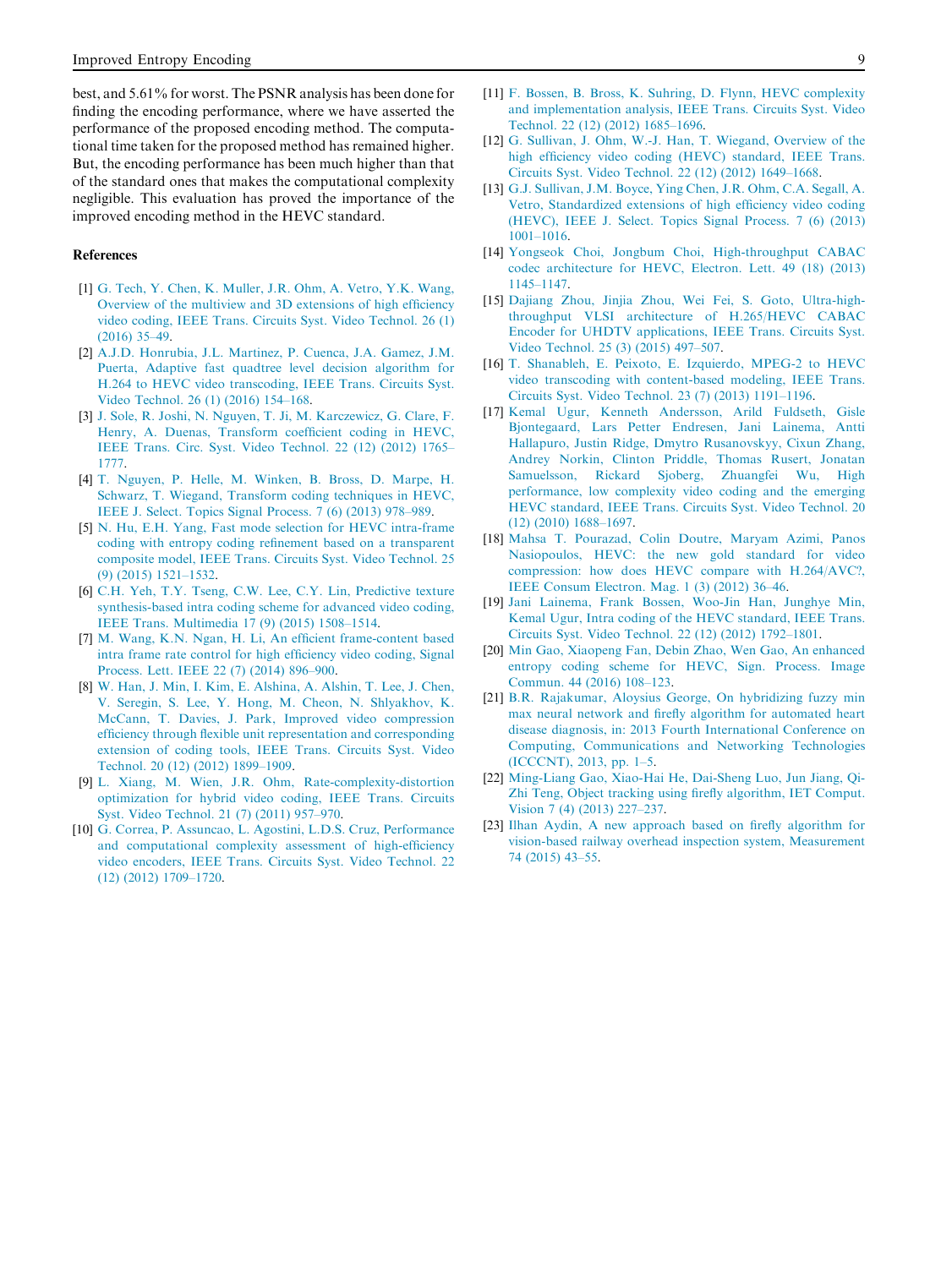best, and 5.61% for worst. The PSNR analysis has been done for finding the encoding performance, where we have asserted the performance of the proposed encoding method. The computational time taken for the proposed method has remained higher. But, the encoding performance has been much higher than that of the standard ones that makes the computational complexity negligible. This evaluation has proved the importance of the improved encoding method in the HEVC standard.

## References

[1] G. Tech, Y. Chen, K. Muller, J.R. Ohm, A. Vetro, Y.K. Wang, Overview of the multiview and 3D extensions of high efficiency video coding, IEEE Trans. Circuits Syst. Video Technol. 26 (1) (2016) 35–49.

[2] A.J.D. Honrubia, J.L. Martinez, P. Cuenca, J.A. Gamez, J.M. Puerta, Adaptive fast quadtree level decision algorithm for H.264 to HEVC video transcoding, IEEE Trans. Circuits Syst. Video Technol. 26 (1) (2016) 154–168.

[3] J. Sole, R. Joshi, N. Nguyen, T. Ji, M. Karczewicz, G. Clare, F. Henry, A. Duenas, Transform coefficient coding in HEVC, IEEE Trans. Circ. Syst. Video Technol. 22 (12) (2012) 1765–1777.

[4] T. Nguyen, P. Helle, M. Winken, B. Bross, D. Marpe, H. Schwarz, T. Wiegand, Transform coding techniques in HEVC, IEEE J. Select. Topics Signal Process. 7 (6) (2013) 978–989.

[5] N. Hu, E.H. Yang, Fast mode selection for HEVC intra-frame coding with entropy coding refinement based on a transparent composite model, IEEE Trans. Circuits Syst. Video Technol. 25 (9) (2015) 1521–1532.

[6] C.H. Yeh, T.Y. Tseng, C.W. Lee, C.Y. Lin, Predictive texture synthesis-based intra coding scheme for advanced video coding, IEEE Trans. Multimedia 17 (9) (2015) 1508–1514.

[7] M. Wang, K.N. Ngan, H. Li, An efficient frame-content based intra frame rate control for high efficiency video coding, Signal Process. Lett. IEEE 22 (7) (2014) 896–900.

[8] W. Han, J. Min, I. Kim, E. Alshina, A. Alshin, T. Lee, J. Chen, V. Seregin, S. Lee, Y. Hong, M. Cheon, N. Shlyakhov, K. McCann, T. Davies, J. Park, Improved video compression efficiency through flexible unit representation and corresponding extension of coding tools, IEEE Trans. Circuits Syst. Video Technol. 20 (12) (2012) 1899–1909.

[9] L. Xiang, M. Wien, J.R. Ohm, Rate-complexity-distortion optimization for hybrid video coding, IEEE Trans. Circuits Syst. Video Technol. 21 (7) (2011) 957–970.

[10] G. Correa, P. Assuncao, L. Agostini, L.D.S. Cruz, Performance and computational complexity assessment of high-efficiency video encoders, IEEE Trans. Circuits Syst. Video Technol. 22 (12) (2012) 1709–1720.

[11] F. Bossen, B. Bross, K. Suhring, D. Flynn, HEVC complexity and implementation analysis, IEEE Trans. Circuits Syst. Video Technol. 22 (12) (2012) 1685–1696.

[12] G. Sullivan, J. Ohm, W.-J. Han, T. Wiegand, Overview of the high efficiency video coding (HEVC) standard, IEEE Trans. Circuits Syst. Video Technol. 22 (12) (2012) 1649–1668.

[13] G.J. Sullivan, J.M. Boyce, Ying Chen, J.R. Ohm, C.A. Segall, A. Vetro, Standardized extensions of high efficiency video coding (HEVC), IEEE J. Select. Topics Signal Process. 7 (6) (2013) 1001–1016.

[14] Yongseok Choi, Jongbum Choi, High-throughput CABAC codec architecture for HEVC, Electron. Lett. 49 (18) (2013) 1145–1147.

[15] Dajiang Zhou, Jinjia Zhou, Wei Fei, S. Goto, Ultra-high-throughput VLSI architecture of H.265/HEVC CABAC Encoder for UHDTV applications, IEEE Trans. Circuits Syst. Video Technol. 25 (3) (2015) 497–507.

[16] T. Shanableh, E. Peixoto, E. Izquierdo, MPEG-2 to HEVC video transcoding with content-based modeling, IEEE Trans. Circuits Syst. Video Technol. 23 (7) (2013) 1191–1196.

[17] Kemal Ugur, Kenneth Andersson, Arild Fuldseth, Gisle Bjontegaard, Lars Petter Endresen, Jani Lainema, Antti Hallapuro, Justin Ridge, Dmytro Rusanovskyy, Cixun Zhang, Andrey Norkin, Clinton Priddle, Thomas Rusert, Jonatan Samuelsson, Rickard Sjoberg, Zhuangfei Wu, High performance, low complexity video coding and the emerging HEVC standard, IEEE Trans. Circuits Syst. Video Technol. 20 (12) (2010) 1688–1697.

[18] Mahsa T. Pourazad, Colin Doutre, Maryam Azimi, Panos Nasiopoulos, HEVC: the new gold standard for video compression: how does HEVC compare with H.264/AVC?, IEEE Consum Electron. Mag. 1 (3) (2012) 36–46.

[19] Jani Lainema, Frank Bossen, Woo-Jin Han, Junghye Min, Kemal Ugur, Intra coding of the HEVC standard, IEEE Trans. Circuits Syst. Video Technol. 22 (12) (2012) 1792–1801.

[20] Min Gao, Xiaopeng Fan, Debin Zhao, Wen Gao, An enhanced entropy coding scheme for HEVC, Sign. Process. Image Commun. 44 (2016) 108–123.

[21] B.R. Rajakumar, Aloysius George, On hybridizing fuzzy min max neural network and firefly algorithm for automated heart disease diagnosis, in: 2013 Fourth International Conference on Computing, Communications and Networking Technologies (ICCCNT), 2013, pp. 1–5.

[22] Ming-Liang Gao, Xiao-Hai He, Dai-Sheng Luo, Jun Jiang, Qi-Zhi Teng, Object tracking using firefly algorithm, IET Comput. Vision 7 (4) (2013) 227–237.

[23] Ilhan Aydin, A new approach based on firefly algorithm for vision-based railway overhead inspection system, Measurement 74 (2015) 43–55.